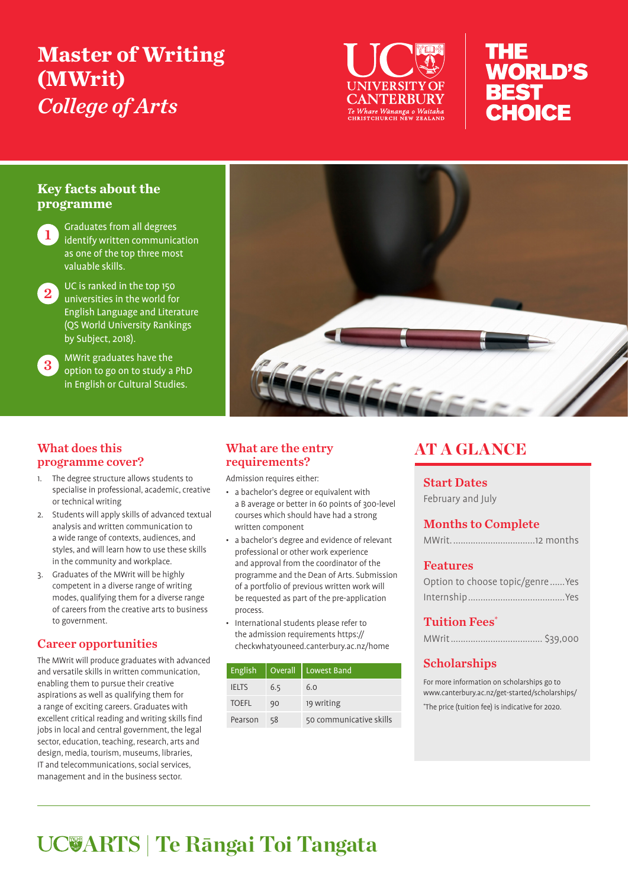# Master of Writing (MWrit)

*College of Arts*

UC UNIVERSITY OF CANTERBURY
Te Whare Wānanga o Waitaha
CHRISTCHURCH NEW ZEALAND

THE WORLD'S BEST CHOICE

## Key facts about the programme

1. Graduates from all degrees identify written communication as one of the top three most valuable skills.
2. UC is ranked in the top 150 universities in the world for English Language and Literature (QS World University Rankings by Subject, 2018).
3. MWrit graduates have the option to go on to study a PhD in English or Cultural Studies.

## What does this programme cover?

1. The degree structure allows students to specialise in professional, academic, creative or technical writing
2. Students will apply skills of advanced textual analysis and written communication to a wide range of contexts, audiences, and styles, and will learn how to use these skills in the community and workplace.
3. Graduates of the MWrit will be highly competent in a diverse range of writing modes, qualifying them for a diverse range of careers from the creative arts to business to government.

## Career opportunities

The MWrit will produce graduates with advanced and versatile skills in written communication, enabling them to pursue their creative aspirations as well as qualifying them for a range of exciting careers. Graduates with excellent critical reading and writing skills find jobs in local and central government, the legal sector, education, teaching, research, arts and design, media, tourism, museums, libraries, IT and telecommunications, social services, management and in the business sector.

## What are the entry requirements?

Admission requires either:

- a bachelor's degree or equivalent with a B average or better in 60 points of 300-level courses which should have had a strong written component
- a bachelor's degree and evidence of relevant professional or other work experience and approval from the coordinator of the programme and the Dean of Arts. Submission of a portfolio of previous written work will be requested as part of the pre-application process.
- International students please refer to the admission requirements https://checkwhatyouneed.canterbury.ac.nz/home

| English | Overall | Lowest Band |
|---|---|---|
| IELTS | 6.5 | 6.0 |
| TOEFL | 90 | 19 writing |
| Pearson | 58 | 50 communicative skills |

## AT A GLANCE

### Start Dates

February and July

### Months to Complete

MWrit.................................12 months

### Features

Option to choose topic/genre......Yes
Internship......................................Yes

### Tuition Fees*

MWrit.................................... $39,000

### Scholarships

For more information on scholarships go to www.canterbury.ac.nz/get-started/scholarships/

*The price (tuition fee) is indicative for 2020.

UC ARTS | Te Rāngai Toi Tangata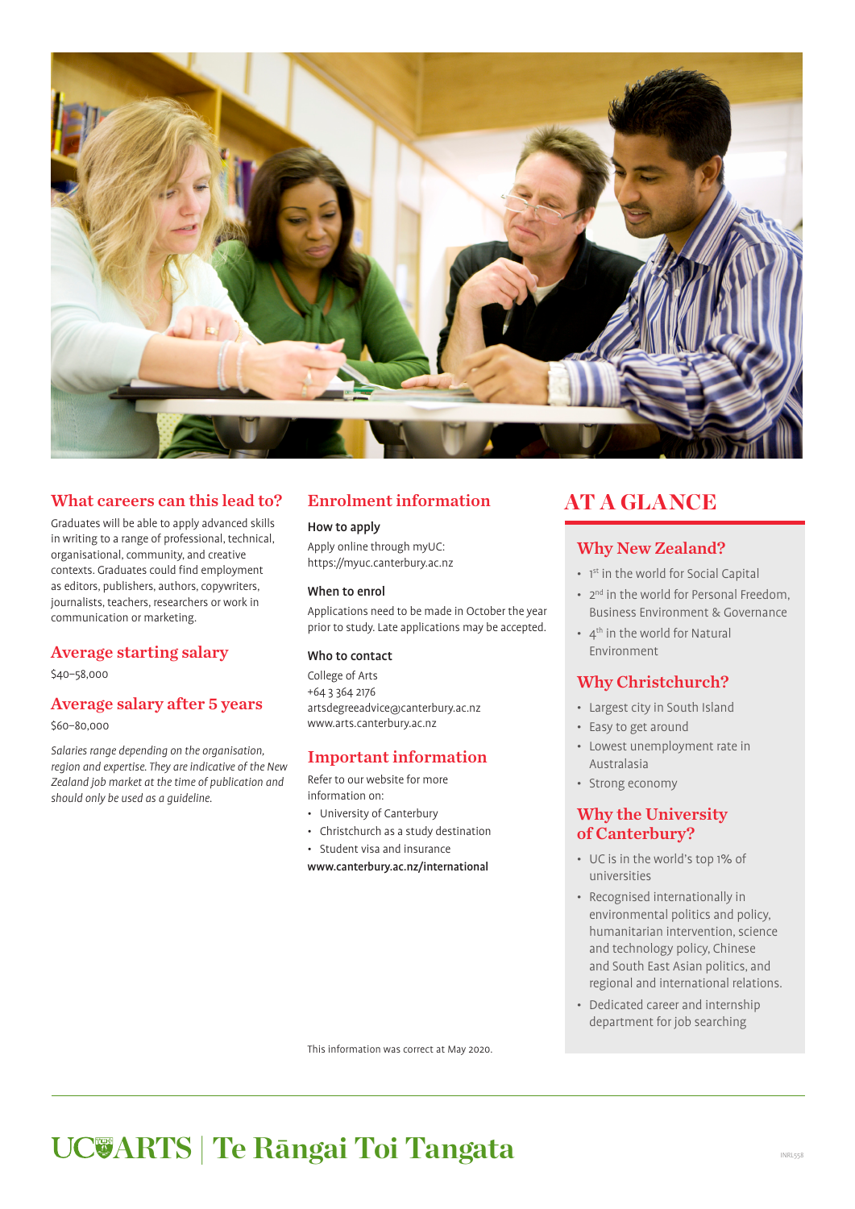## What careers can this lead to?

Graduates will be able to apply advanced skills in writing to a range of professional, technical, organisational, community, and creative contexts. Graduates could find employment as editors, publishers, authors, copywriters, journalists, teachers, researchers or work in communication or marketing.

## Average starting salary

$40–58,000

## Average salary after 5 years

$60–80,000

*Salaries range depending on the organisation, region and expertise. They are indicative of the New Zealand job market at the time of publication and should only be used as a guideline.*

## Enrolment information

**How to apply**

Apply online through myUC: https://myuc.canterbury.ac.nz

**When to enrol**

Applications need to be made in October the year prior to study. Late applications may be accepted.

**Who to contact**

College of Arts
+64 3 364 2176
artsdegreeadvice@canterbury.ac.nz
www.arts.canterbury.ac.nz

## Important information

Refer to our website for more information on:

- University of Canterbury
- Christchurch as a study destination
- Student visa and insurance

**www.canterbury.ac.nz/international**

This information was correct at May 2020.

# AT A GLANCE

## Why New Zealand?

- 1st in the world for Social Capital
- 2nd in the world for Personal Freedom, Business Environment & Governance
- 4th in the world for Natural Environment

## Why Christchurch?

- Largest city in South Island
- Easy to get around
- Lowest unemployment rate in Australasia
- Strong economy

## Why the University of Canterbury?

- UC is in the world's top 1% of universities
- Recognised internationally in environmental politics and policy, humanitarian intervention, science and technology policy, Chinese and South East Asian politics, and regional and international relations.
- Dedicated career and internship department for job searching

UC ARTS | Te Rāngai Toi Tangata

INRL558